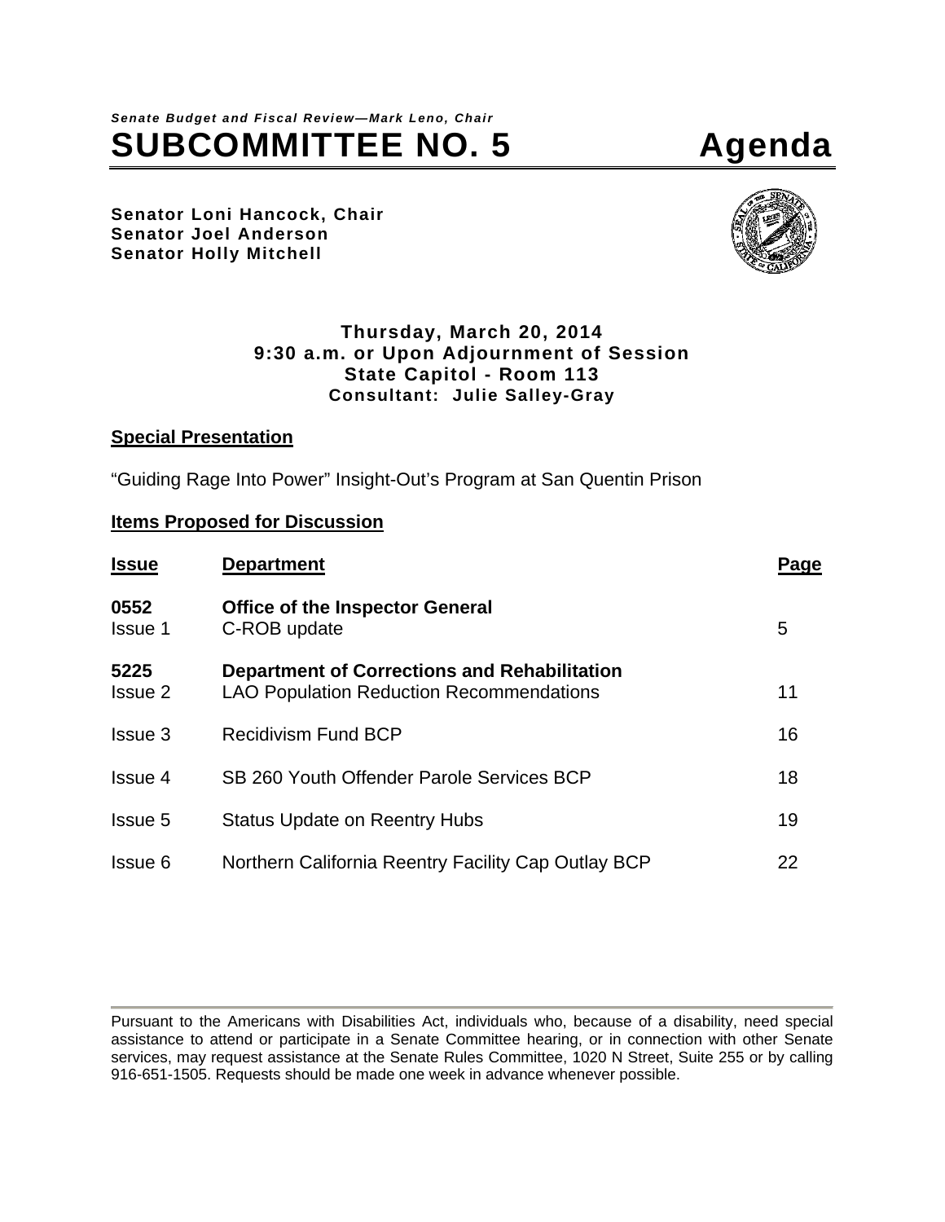*Senate Budget and Fiscal Review—Mark Leno, Chair*

# SUBCOMMITTEE NO. 5 Agenda

**Senator Loni Hancock, Chair**
**Senator Joel Anderson**
**Senator Holly Mitchell**

**Thursday, March 20, 2014**
**9:30 a.m. or Upon Adjournment of Session**
**State Capitol - Room 113**
**Consultant: Julie Salley-Gray**

## Special Presentation

"Guiding Rage Into Power" Insight-Out's Program at San Quentin Prison

## Items Proposed for Discussion

| Issue | Department | Page |
|---|---|---|
| **0552** | **Office of the Inspector General** | |
| Issue 1 | C-ROB update | 5 |
| **5225** | **Department of Corrections and Rehabilitation** | |
| Issue 2 | LAO Population Reduction Recommendations | 11 |
| Issue 3 | Recidivism Fund BCP | 16 |
| Issue 4 | SB 260 Youth Offender Parole Services BCP | 18 |
| Issue 5 | Status Update on Reentry Hubs | 19 |
| Issue 6 | Northern California Reentry Facility Cap Outlay BCP | 22 |

---

Pursuant to the Americans with Disabilities Act, individuals who, because of a disability, need special assistance to attend or participate in a Senate Committee hearing, or in connection with other Senate services, may request assistance at the Senate Rules Committee, 1020 N Street, Suite 255 or by calling 916-651-1505. Requests should be made one week in advance whenever possible.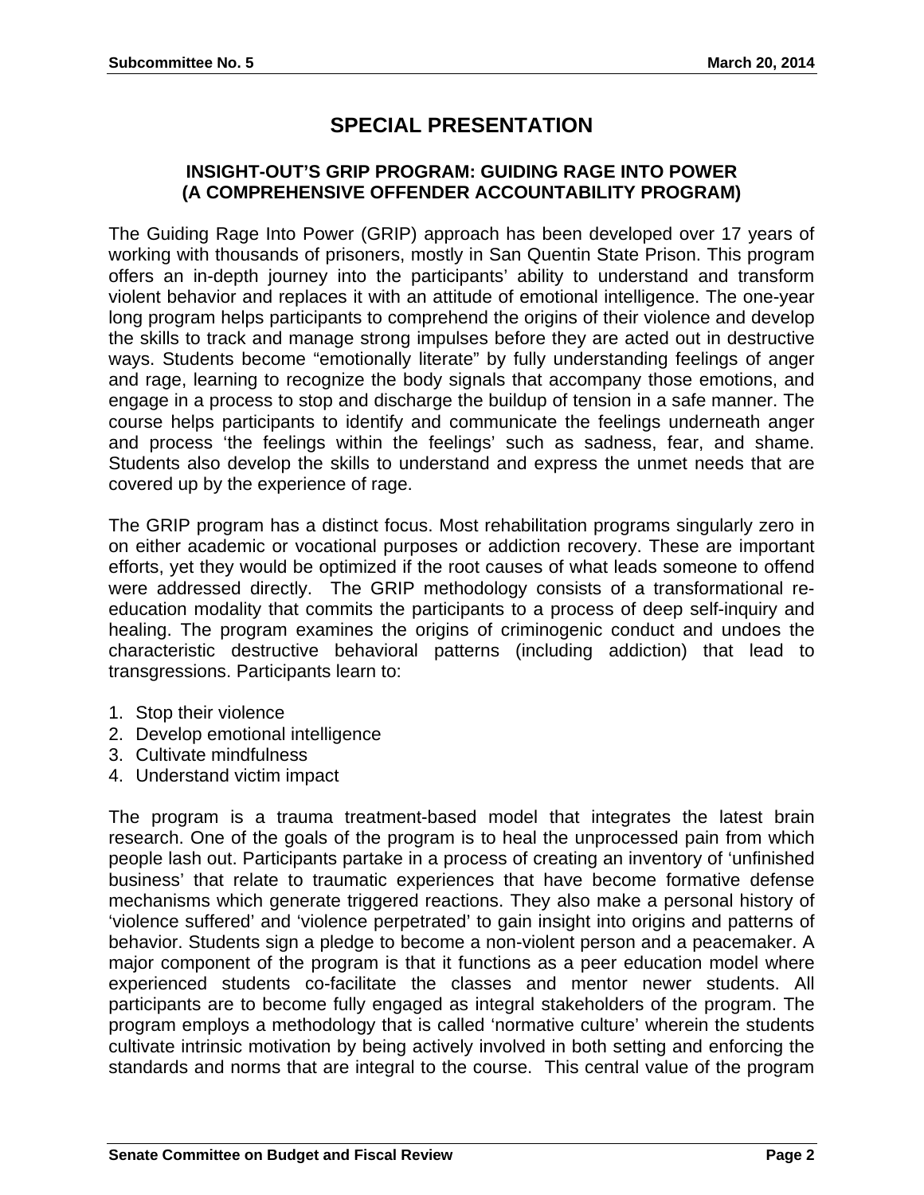# SPECIAL PRESENTATION

### INSIGHT-OUT'S GRIP PROGRAM: GUIDING RAGE INTO POWER (A COMPREHENSIVE OFFENDER ACCOUNTABILITY PROGRAM)

The Guiding Rage Into Power (GRIP) approach has been developed over 17 years of working with thousands of prisoners, mostly in San Quentin State Prison. This program offers an in-depth journey into the participants' ability to understand and transform violent behavior and replaces it with an attitude of emotional intelligence. The one-year long program helps participants to comprehend the origins of their violence and develop the skills to track and manage strong impulses before they are acted out in destructive ways. Students become "emotionally literate" by fully understanding feelings of anger and rage, learning to recognize the body signals that accompany those emotions, and engage in a process to stop and discharge the buildup of tension in a safe manner. The course helps participants to identify and communicate the feelings underneath anger and process 'the feelings within the feelings' such as sadness, fear, and shame. Students also develop the skills to understand and express the unmet needs that are covered up by the experience of rage.

The GRIP program has a distinct focus. Most rehabilitation programs singularly zero in on either academic or vocational purposes or addiction recovery. These are important efforts, yet they would be optimized if the root causes of what leads someone to offend were addressed directly. The GRIP methodology consists of a transformational re-education modality that commits the participants to a process of deep self-inquiry and healing. The program examines the origins of criminogenic conduct and undoes the characteristic destructive behavioral patterns (including addiction) that lead to transgressions. Participants learn to:

1. Stop their violence
2. Develop emotional intelligence
3. Cultivate mindfulness
4. Understand victim impact

The program is a trauma treatment-based model that integrates the latest brain research. One of the goals of the program is to heal the unprocessed pain from which people lash out. Participants partake in a process of creating an inventory of 'unfinished business' that relate to traumatic experiences that have become formative defense mechanisms which generate triggered reactions. They also make a personal history of 'violence suffered' and 'violence perpetrated' to gain insight into origins and patterns of behavior. Students sign a pledge to become a non-violent person and a peacemaker. A major component of the program is that it functions as a peer education model where experienced students co-facilitate the classes and mentor newer students. All participants are to become fully engaged as integral stakeholders of the program. The program employs a methodology that is called 'normative culture' wherein the students cultivate intrinsic motivation by being actively involved in both setting and enforcing the standards and norms that are integral to the course. This central value of the program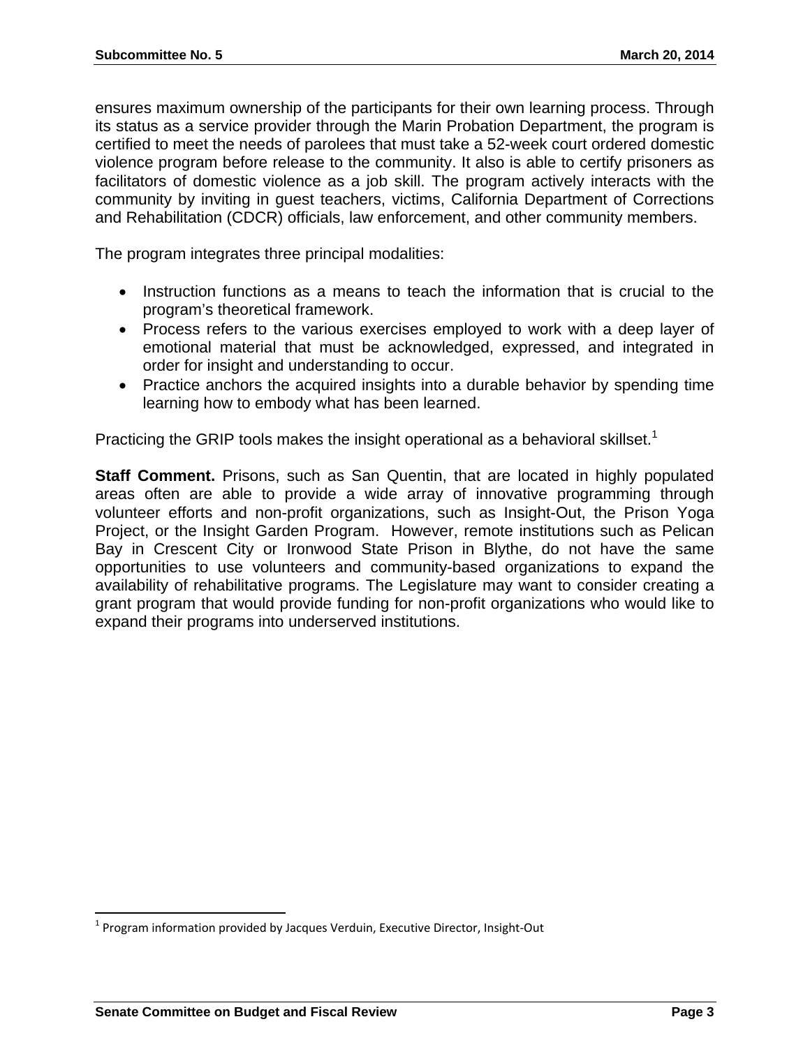ensures maximum ownership of the participants for their own learning process. Through its status as a service provider through the Marin Probation Department, the program is certified to meet the needs of parolees that must take a 52-week court ordered domestic violence program before release to the community. It also is able to certify prisoners as facilitators of domestic violence as a job skill. The program actively interacts with the community by inviting in guest teachers, victims, California Department of Corrections and Rehabilitation (CDCR) officials, law enforcement, and other community members.

The program integrates three principal modalities:

- Instruction functions as a means to teach the information that is crucial to the program's theoretical framework.
- Process refers to the various exercises employed to work with a deep layer of emotional material that must be acknowledged, expressed, and integrated in order for insight and understanding to occur.
- Practice anchors the acquired insights into a durable behavior by spending time learning how to embody what has been learned.

Practicing the GRIP tools makes the insight operational as a behavioral skillset.[1]

**Staff Comment.** Prisons, such as San Quentin, that are located in highly populated areas often are able to provide a wide array of innovative programming through volunteer efforts and non-profit organizations, such as Insight-Out, the Prison Yoga Project, or the Insight Garden Program. However, remote institutions such as Pelican Bay in Crescent City or Ironwood State Prison in Blythe, do not have the same opportunities to use volunteers and community-based organizations to expand the availability of rehabilitative programs. The Legislature may want to consider creating a grant program that would provide funding for non-profit organizations who would like to expand their programs into underserved institutions.

[1] Program information provided by Jacques Verduin, Executive Director, Insight-Out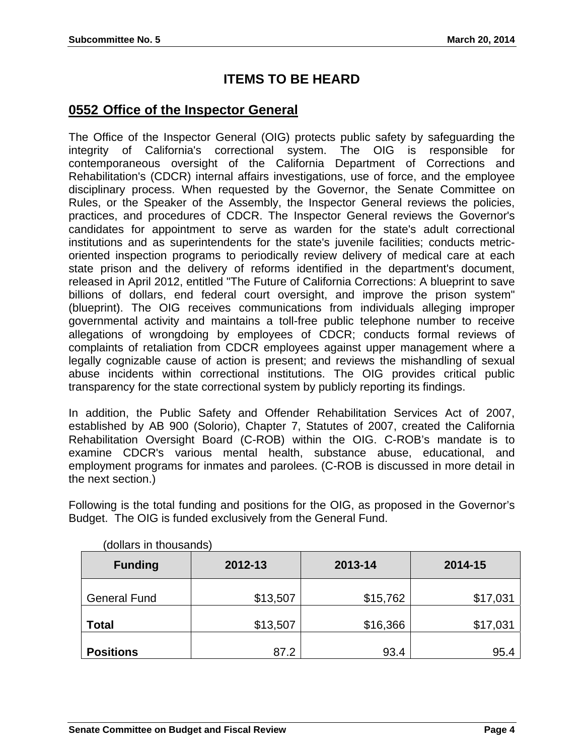# ITEMS TO BE HEARD

## 0552 Office of the Inspector General

The Office of the Inspector General (OIG) protects public safety by safeguarding the integrity of California's correctional system. The OIG is responsible for contemporaneous oversight of the California Department of Corrections and Rehabilitation's (CDCR) internal affairs investigations, use of force, and the employee disciplinary process. When requested by the Governor, the Senate Committee on Rules, or the Speaker of the Assembly, the Inspector General reviews the policies, practices, and procedures of CDCR. The Inspector General reviews the Governor's candidates for appointment to serve as warden for the state's adult correctional institutions and as superintendents for the state's juvenile facilities; conducts metric-oriented inspection programs to periodically review delivery of medical care at each state prison and the delivery of reforms identified in the department's document, released in April 2012, entitled "The Future of California Corrections: A blueprint to save billions of dollars, end federal court oversight, and improve the prison system" (blueprint). The OIG receives communications from individuals alleging improper governmental activity and maintains a toll-free public telephone number to receive allegations of wrongdoing by employees of CDCR; conducts formal reviews of complaints of retaliation from CDCR employees against upper management where a legally cognizable cause of action is present; and reviews the mishandling of sexual abuse incidents within correctional institutions. The OIG provides critical public transparency for the state correctional system by publicly reporting its findings.

In addition, the Public Safety and Offender Rehabilitation Services Act of 2007, established by AB 900 (Solorio), Chapter 7, Statutes of 2007, created the California Rehabilitation Oversight Board (C-ROB) within the OIG. C-ROB's mandate is to examine CDCR's various mental health, substance abuse, educational, and employment programs for inmates and parolees. (C-ROB is discussed in more detail in the next section.)

Following is the total funding and positions for the OIG, as proposed in the Governor's Budget. The OIG is funded exclusively from the General Fund.

(dollars in thousands)

| Funding | 2012-13 | 2013-14 | 2014-15 |
|---|---|---|---|
| General Fund | $13,507 | $15,762 | $17,031 |
| **Total** | $13,507 | $16,366 | $17,031 |
| **Positions** | 87.2 | 93.4 | 95.4 |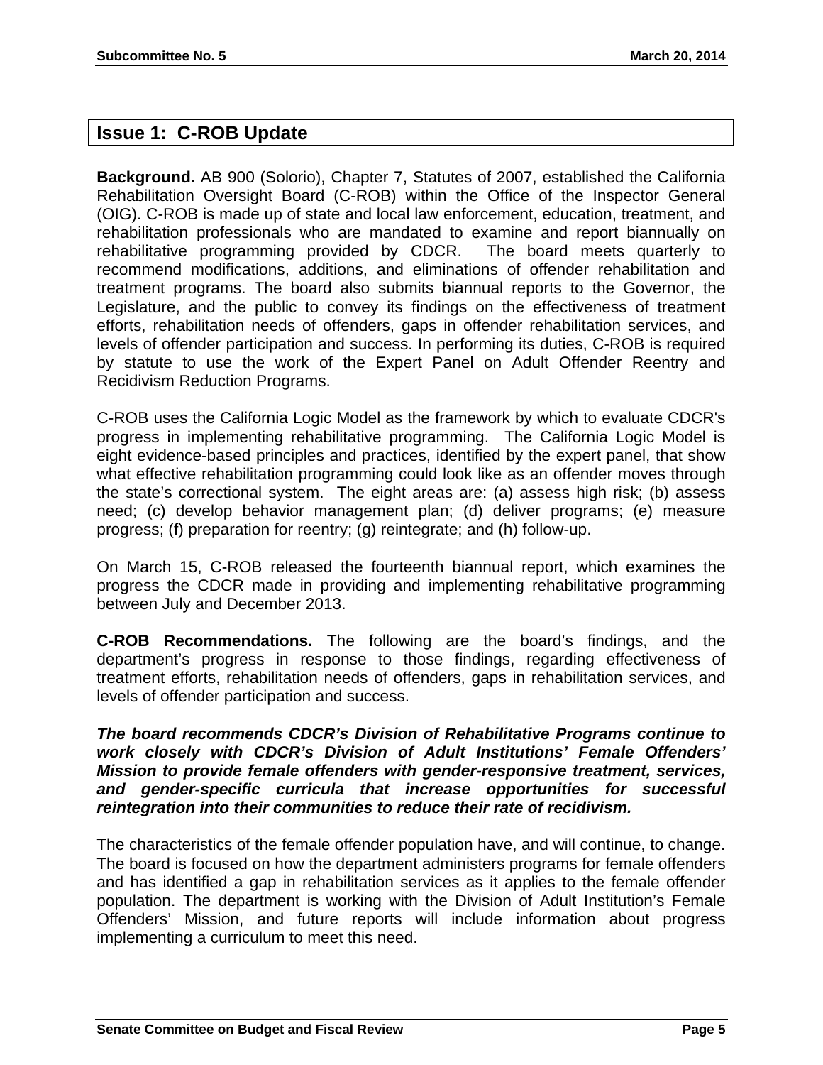## Issue 1: C-ROB Update

**Background.** AB 900 (Solorio), Chapter 7, Statutes of 2007, established the California Rehabilitation Oversight Board (C-ROB) within the Office of the Inspector General (OIG). C-ROB is made up of state and local law enforcement, education, treatment, and rehabilitation professionals who are mandated to examine and report biannually on rehabilitative programming provided by CDCR. The board meets quarterly to recommend modifications, additions, and eliminations of offender rehabilitation and treatment programs. The board also submits biannual reports to the Governor, the Legislature, and the public to convey its findings on the effectiveness of treatment efforts, rehabilitation needs of offenders, gaps in offender rehabilitation services, and levels of offender participation and success. In performing its duties, C-ROB is required by statute to use the work of the Expert Panel on Adult Offender Reentry and Recidivism Reduction Programs.

C-ROB uses the California Logic Model as the framework by which to evaluate CDCR's progress in implementing rehabilitative programming. The California Logic Model is eight evidence-based principles and practices, identified by the expert panel, that show what effective rehabilitation programming could look like as an offender moves through the state's correctional system. The eight areas are: (a) assess high risk; (b) assess need; (c) develop behavior management plan; (d) deliver programs; (e) measure progress; (f) preparation for reentry; (g) reintegrate; and (h) follow-up.

On March 15, C-ROB released the fourteenth biannual report, which examines the progress the CDCR made in providing and implementing rehabilitative programming between July and December 2013.

**C-ROB Recommendations.** The following are the board's findings, and the department's progress in response to those findings, regarding effectiveness of treatment efforts, rehabilitation needs of offenders, gaps in rehabilitation services, and levels of offender participation and success.

***The board recommends CDCR's Division of Rehabilitative Programs continue to work closely with CDCR's Division of Adult Institutions' Female Offenders' Mission to provide female offenders with gender-responsive treatment, services, and gender-specific curricula that increase opportunities for successful reintegration into their communities to reduce their rate of recidivism.***

The characteristics of the female offender population have, and will continue, to change. The board is focused on how the department administers programs for female offenders and has identified a gap in rehabilitation services as it applies to the female offender population. The department is working with the Division of Adult Institution's Female Offenders' Mission, and future reports will include information about progress implementing a curriculum to meet this need.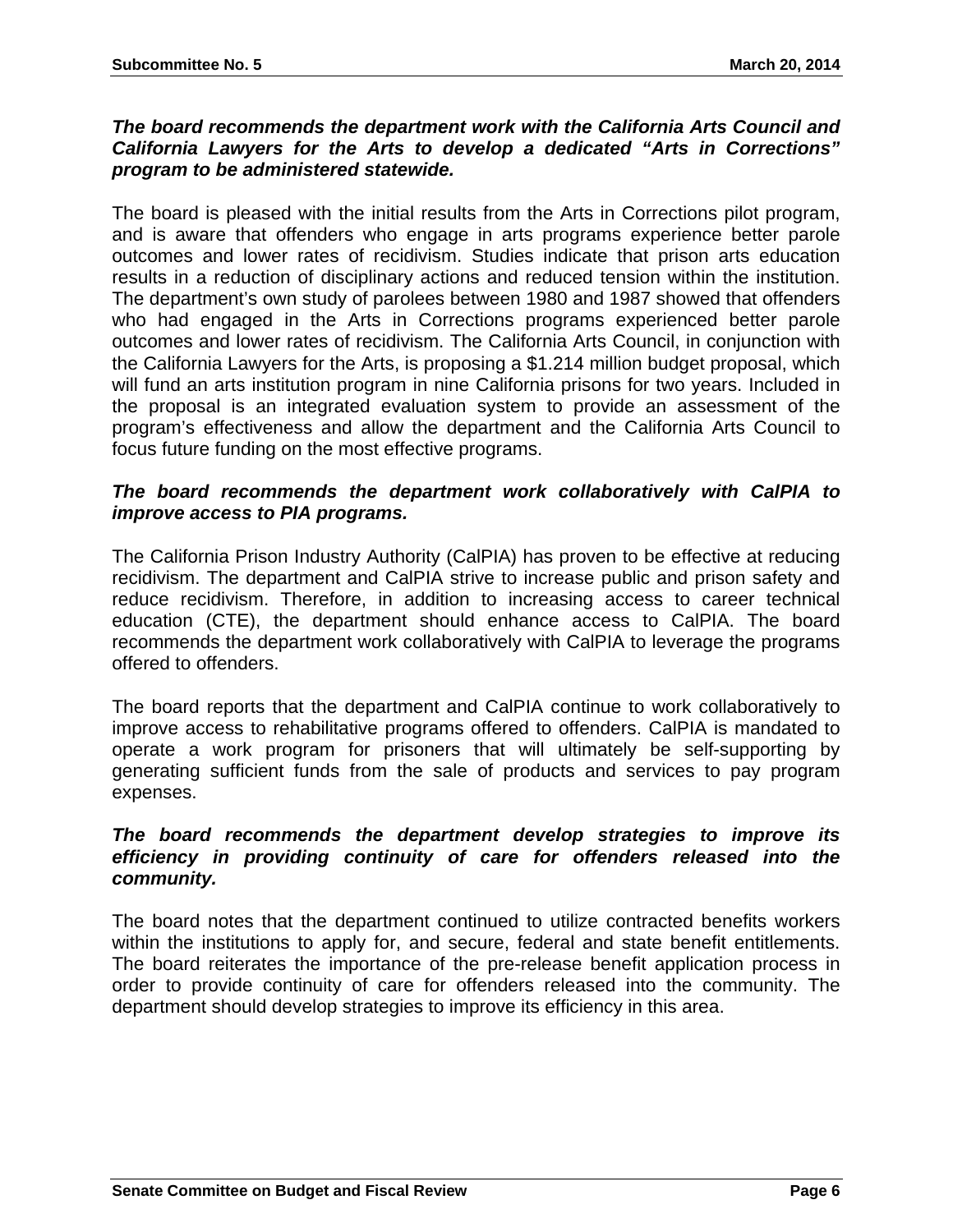***The board recommends the department work with the California Arts Council and California Lawyers for the Arts to develop a dedicated "Arts in Corrections" program to be administered statewide.***

The board is pleased with the initial results from the Arts in Corrections pilot program, and is aware that offenders who engage in arts programs experience better parole outcomes and lower rates of recidivism. Studies indicate that prison arts education results in a reduction of disciplinary actions and reduced tension within the institution. The department's own study of parolees between 1980 and 1987 showed that offenders who had engaged in the Arts in Corrections programs experienced better parole outcomes and lower rates of recidivism. The California Arts Council, in conjunction with the California Lawyers for the Arts, is proposing a $1.214 million budget proposal, which will fund an arts institution program in nine California prisons for two years. Included in the proposal is an integrated evaluation system to provide an assessment of the program's effectiveness and allow the department and the California Arts Council to focus future funding on the most effective programs.

***The board recommends the department work collaboratively with CalPIA to improve access to PIA programs.***

The California Prison Industry Authority (CalPIA) has proven to be effective at reducing recidivism. The department and CalPIA strive to increase public and prison safety and reduce recidivism. Therefore, in addition to increasing access to career technical education (CTE), the department should enhance access to CalPIA. The board recommends the department work collaboratively with CalPIA to leverage the programs offered to offenders.

The board reports that the department and CalPIA continue to work collaboratively to improve access to rehabilitative programs offered to offenders. CalPIA is mandated to operate a work program for prisoners that will ultimately be self-supporting by generating sufficient funds from the sale of products and services to pay program expenses.

***The board recommends the department develop strategies to improve its efficiency in providing continuity of care for offenders released into the community.***

The board notes that the department continued to utilize contracted benefits workers within the institutions to apply for, and secure, federal and state benefit entitlements. The board reiterates the importance of the pre-release benefit application process in order to provide continuity of care for offenders released into the community. The department should develop strategies to improve its efficiency in this area.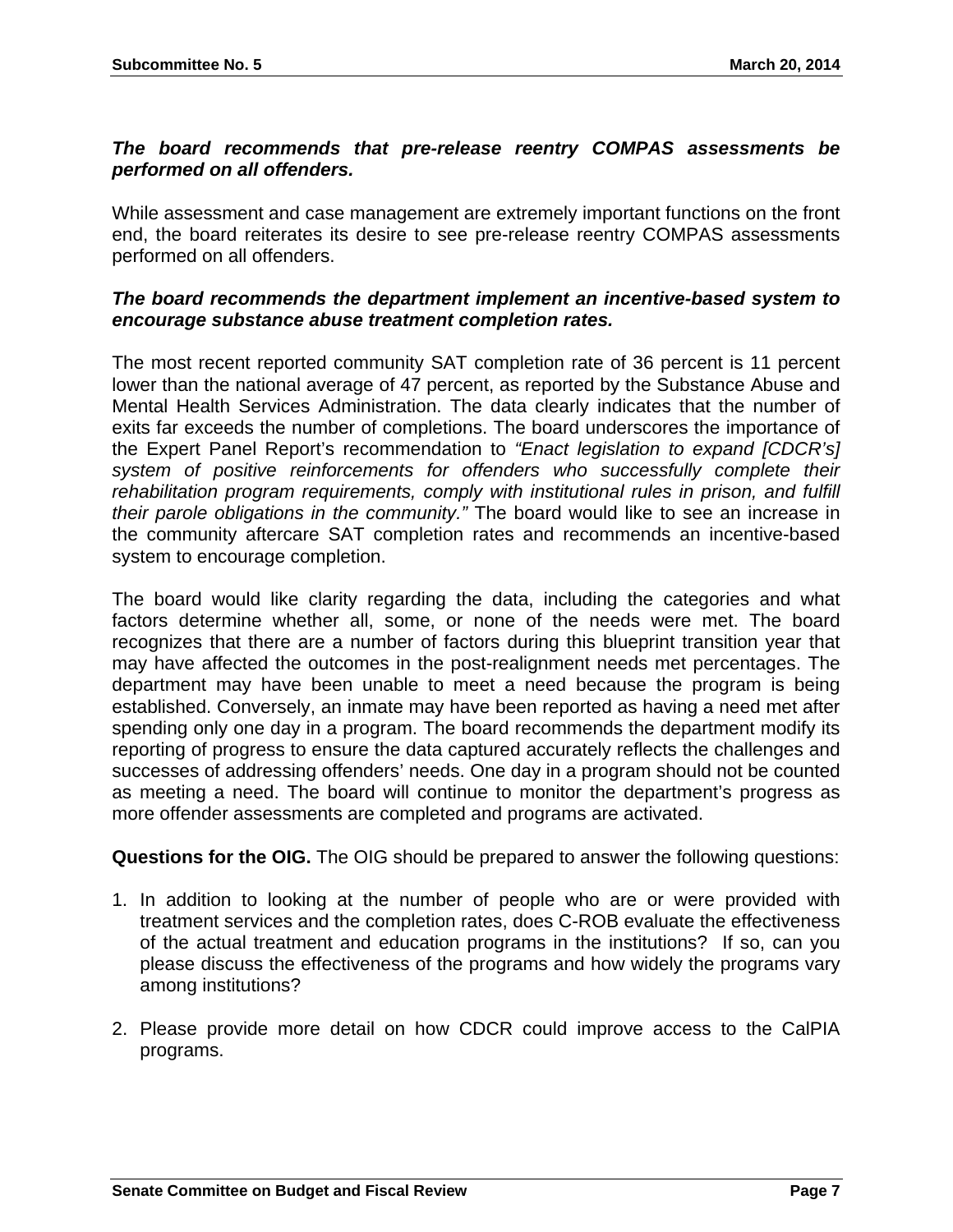***The board recommends that pre-release reentry COMPAS assessments be performed on all offenders.***

While assessment and case management are extremely important functions on the front end, the board reiterates its desire to see pre-release reentry COMPAS assessments performed on all offenders.

***The board recommends the department implement an incentive-based system to encourage substance abuse treatment completion rates.***

The most recent reported community SAT completion rate of 36 percent is 11 percent lower than the national average of 47 percent, as reported by the Substance Abuse and Mental Health Services Administration. The data clearly indicates that the number of exits far exceeds the number of completions. The board underscores the importance of the Expert Panel Report's recommendation to *"Enact legislation to expand [CDCR's] system of positive reinforcements for offenders who successfully complete their rehabilitation program requirements, comply with institutional rules in prison, and fulfill their parole obligations in the community."* The board would like to see an increase in the community aftercare SAT completion rates and recommends an incentive-based system to encourage completion.

The board would like clarity regarding the data, including the categories and what factors determine whether all, some, or none of the needs were met. The board recognizes that there are a number of factors during this blueprint transition year that may have affected the outcomes in the post-realignment needs met percentages. The department may have been unable to meet a need because the program is being established. Conversely, an inmate may have been reported as having a need met after spending only one day in a program. The board recommends the department modify its reporting of progress to ensure the data captured accurately reflects the challenges and successes of addressing offenders' needs. One day in a program should not be counted as meeting a need. The board will continue to monitor the department's progress as more offender assessments are completed and programs are activated.

**Questions for the OIG.** The OIG should be prepared to answer the following questions:

1. In addition to looking at the number of people who are or were provided with treatment services and the completion rates, does C-ROB evaluate the effectiveness of the actual treatment and education programs in the institutions? If so, can you please discuss the effectiveness of the programs and how widely the programs vary among institutions?

2. Please provide more detail on how CDCR could improve access to the CalPIA programs.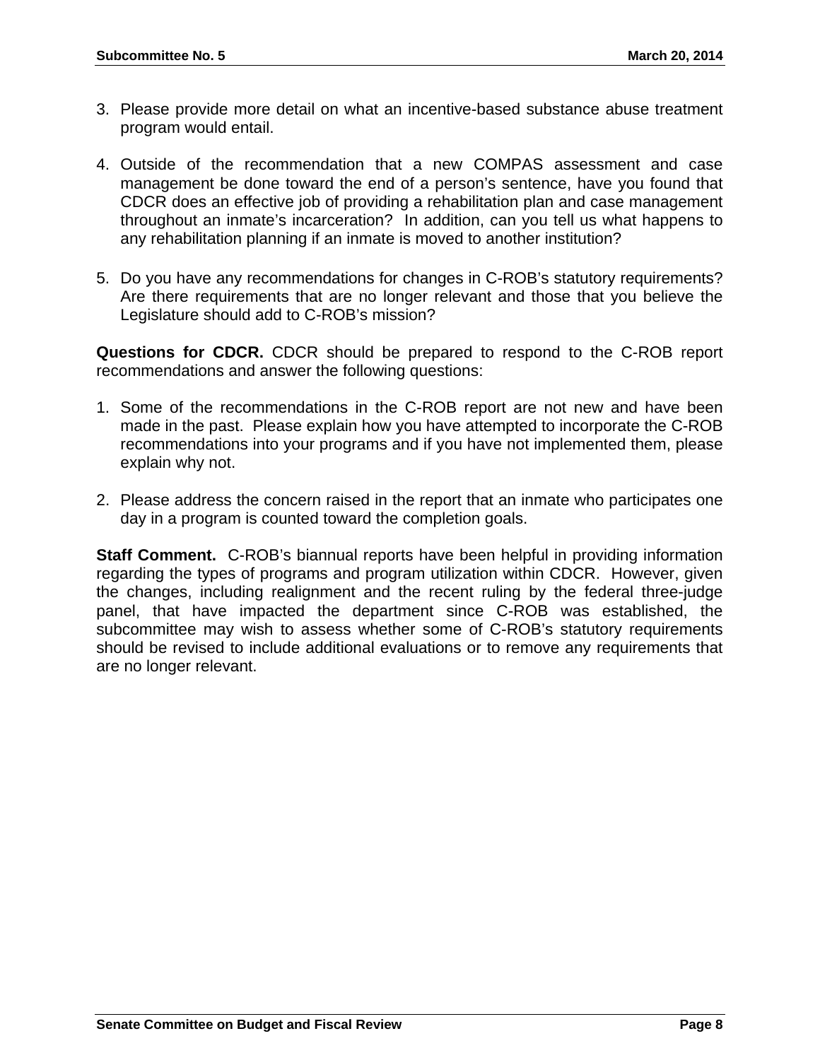3. Please provide more detail on what an incentive-based substance abuse treatment program would entail.

4. Outside of the recommendation that a new COMPAS assessment and case management be done toward the end of a person's sentence, have you found that CDCR does an effective job of providing a rehabilitation plan and case management throughout an inmate's incarceration? In addition, can you tell us what happens to any rehabilitation planning if an inmate is moved to another institution?

5. Do you have any recommendations for changes in C-ROB's statutory requirements? Are there requirements that are no longer relevant and those that you believe the Legislature should add to C-ROB's mission?

**Questions for CDCR.** CDCR should be prepared to respond to the C-ROB report recommendations and answer the following questions:

1. Some of the recommendations in the C-ROB report are not new and have been made in the past. Please explain how you have attempted to incorporate the C-ROB recommendations into your programs and if you have not implemented them, please explain why not.

2. Please address the concern raised in the report that an inmate who participates one day in a program is counted toward the completion goals.

**Staff Comment.** C-ROB's biannual reports have been helpful in providing information regarding the types of programs and program utilization within CDCR. However, given the changes, including realignment and the recent ruling by the federal three-judge panel, that have impacted the department since C-ROB was established, the subcommittee may wish to assess whether some of C-ROB's statutory requirements should be revised to include additional evaluations or to remove any requirements that are no longer relevant.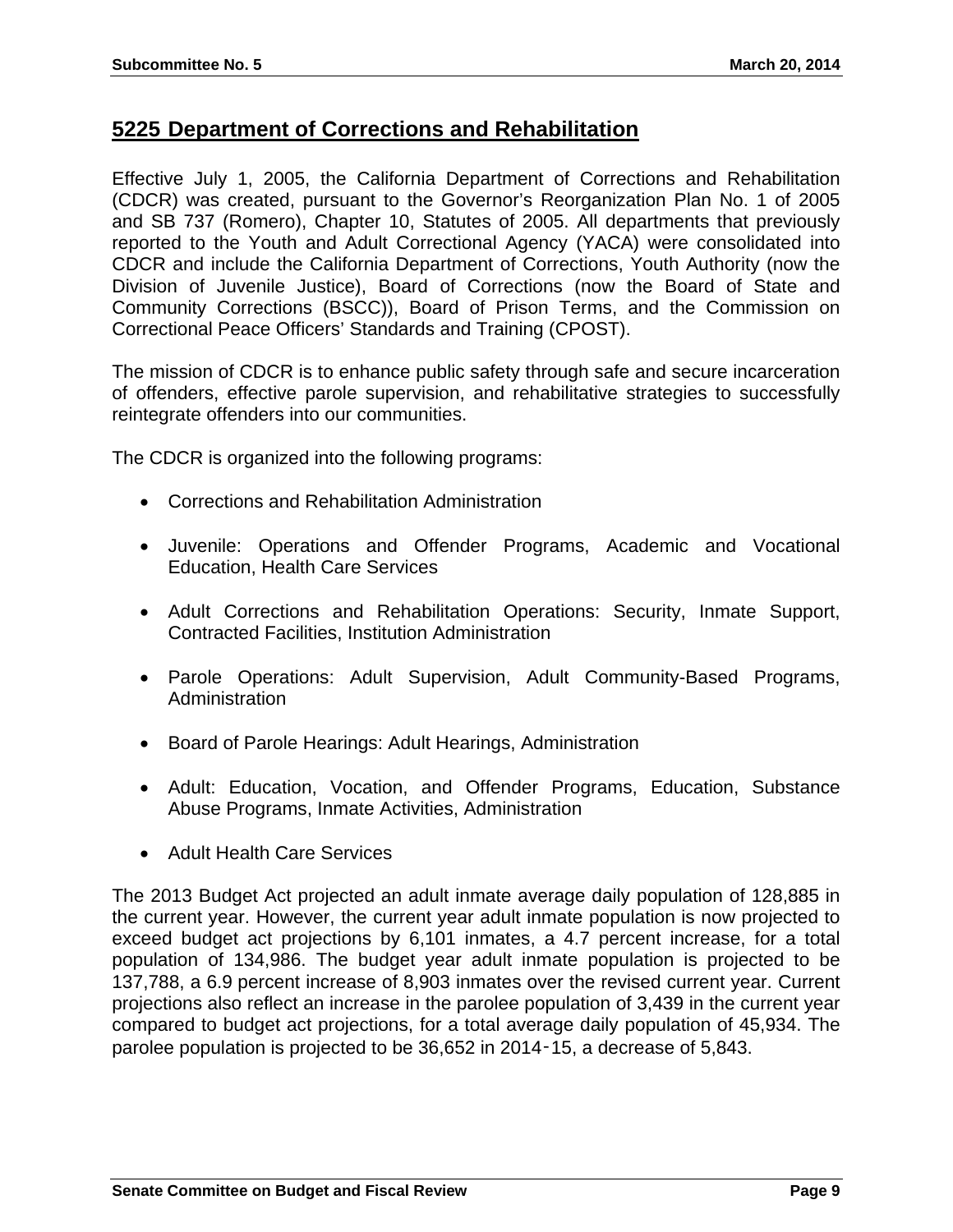## 5225 Department of Corrections and Rehabilitation

Effective July 1, 2005, the California Department of Corrections and Rehabilitation (CDCR) was created, pursuant to the Governor's Reorganization Plan No. 1 of 2005 and SB 737 (Romero), Chapter 10, Statutes of 2005. All departments that previously reported to the Youth and Adult Correctional Agency (YACA) were consolidated into CDCR and include the California Department of Corrections, Youth Authority (now the Division of Juvenile Justice), Board of Corrections (now the Board of State and Community Corrections (BSCC)), Board of Prison Terms, and the Commission on Correctional Peace Officers' Standards and Training (CPOST).

The mission of CDCR is to enhance public safety through safe and secure incarceration of offenders, effective parole supervision, and rehabilitative strategies to successfully reintegrate offenders into our communities.

The CDCR is organized into the following programs:

- Corrections and Rehabilitation Administration
- Juvenile: Operations and Offender Programs, Academic and Vocational Education, Health Care Services
- Adult Corrections and Rehabilitation Operations: Security, Inmate Support, Contracted Facilities, Institution Administration
- Parole Operations: Adult Supervision, Adult Community-Based Programs, Administration
- Board of Parole Hearings: Adult Hearings, Administration
- Adult: Education, Vocation, and Offender Programs, Education, Substance Abuse Programs, Inmate Activities, Administration
- Adult Health Care Services

The 2013 Budget Act projected an adult inmate average daily population of 128,885 in the current year. However, the current year adult inmate population is now projected to exceed budget act projections by 6,101 inmates, a 4.7 percent increase, for a total population of 134,986. The budget year adult inmate population is projected to be 137,788, a 6.9 percent increase of 8,903 inmates over the revised current year. Current projections also reflect an increase in the parolee population of 3,439 in the current year compared to budget act projections, for a total average daily population of 45,934. The parolee population is projected to be 36,652 in 2014-15, a decrease of 5,843.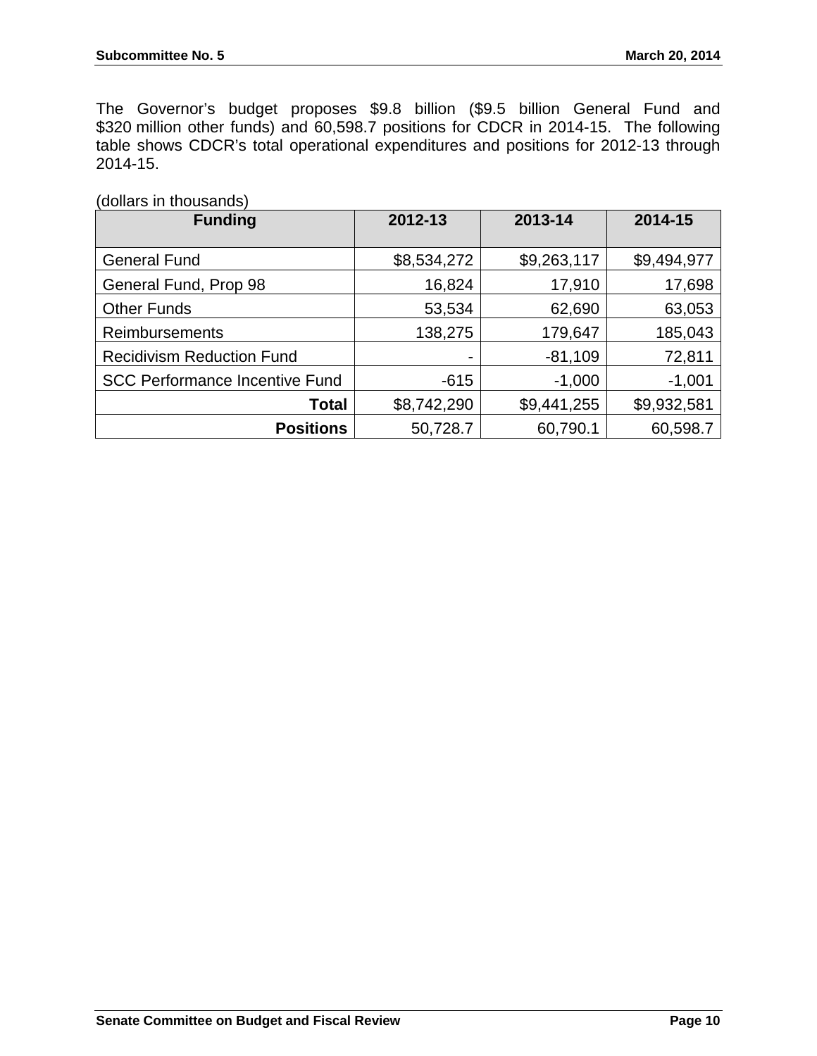The Governor's budget proposes $9.8 billion ($9.5 billion General Fund and $320 million other funds) and 60,598.7 positions for CDCR in 2014-15. The following table shows CDCR's total operational expenditures and positions for 2012-13 through 2014-15.

(dollars in thousands)

| Funding | 2012-13 | 2013-14 | 2014-15 |
|---|---|---|---|
| General Fund | $8,534,272 | $9,263,117 | $9,494,977 |
| General Fund, Prop 98 | 16,824 | 17,910 | 17,698 |
| Other Funds | 53,534 | 62,690 | 63,053 |
| Reimbursements | 138,275 | 179,647 | 185,043 |
| Recidivism Reduction Fund | - | -81,109 | 72,811 |
| SCC Performance Incentive Fund | -615 | -1,000 | -1,001 |
| **Total** | $8,742,290 | $9,441,255 | $9,932,581 |
| **Positions** | 50,728.7 | 60,790.1 | 60,598.7 |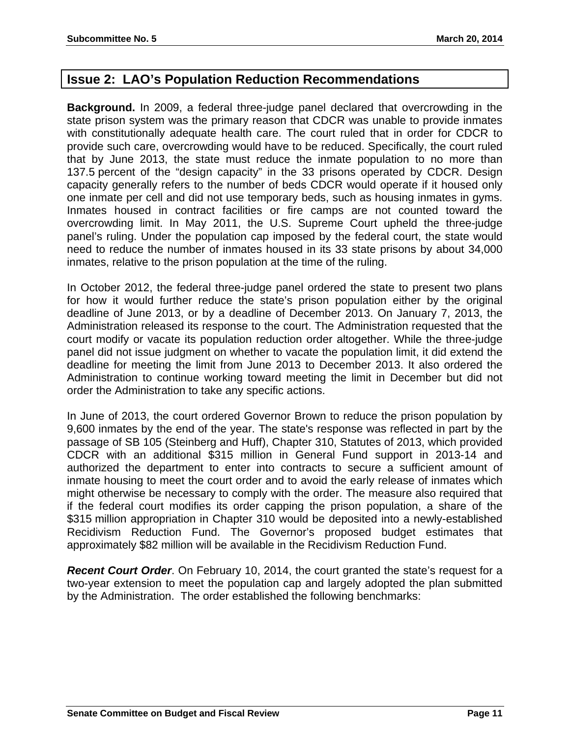## Issue 2: LAO's Population Reduction Recommendations

**Background.** In 2009, a federal three-judge panel declared that overcrowding in the state prison system was the primary reason that CDCR was unable to provide inmates with constitutionally adequate health care. The court ruled that in order for CDCR to provide such care, overcrowding would have to be reduced. Specifically, the court ruled that by June 2013, the state must reduce the inmate population to no more than 137.5 percent of the "design capacity" in the 33 prisons operated by CDCR. Design capacity generally refers to the number of beds CDCR would operate if it housed only one inmate per cell and did not use temporary beds, such as housing inmates in gyms. Inmates housed in contract facilities or fire camps are not counted toward the overcrowding limit. In May 2011, the U.S. Supreme Court upheld the three-judge panel's ruling. Under the population cap imposed by the federal court, the state would need to reduce the number of inmates housed in its 33 state prisons by about 34,000 inmates, relative to the prison population at the time of the ruling.

In October 2012, the federal three-judge panel ordered the state to present two plans for how it would further reduce the state's prison population either by the original deadline of June 2013, or by a deadline of December 2013. On January 7, 2013, the Administration released its response to the court. The Administration requested that the court modify or vacate its population reduction order altogether. While the three-judge panel did not issue judgment on whether to vacate the population limit, it did extend the deadline for meeting the limit from June 2013 to December 2013. It also ordered the Administration to continue working toward meeting the limit in December but did not order the Administration to take any specific actions.

In June of 2013, the court ordered Governor Brown to reduce the prison population by 9,600 inmates by the end of the year. The state's response was reflected in part by the passage of SB 105 (Steinberg and Huff), Chapter 310, Statutes of 2013, which provided CDCR with an additional $315 million in General Fund support in 2013-14 and authorized the department to enter into contracts to secure a sufficient amount of inmate housing to meet the court order and to avoid the early release of inmates which might otherwise be necessary to comply with the order. The measure also required that if the federal court modifies its order capping the prison population, a share of the $315 million appropriation in Chapter 310 would be deposited into a newly-established Recidivism Reduction Fund. The Governor's proposed budget estimates that approximately $82 million will be available in the Recidivism Reduction Fund.

***Recent Court Order***. On February 10, 2014, the court granted the state's request for a two-year extension to meet the population cap and largely adopted the plan submitted by the Administration. The order established the following benchmarks: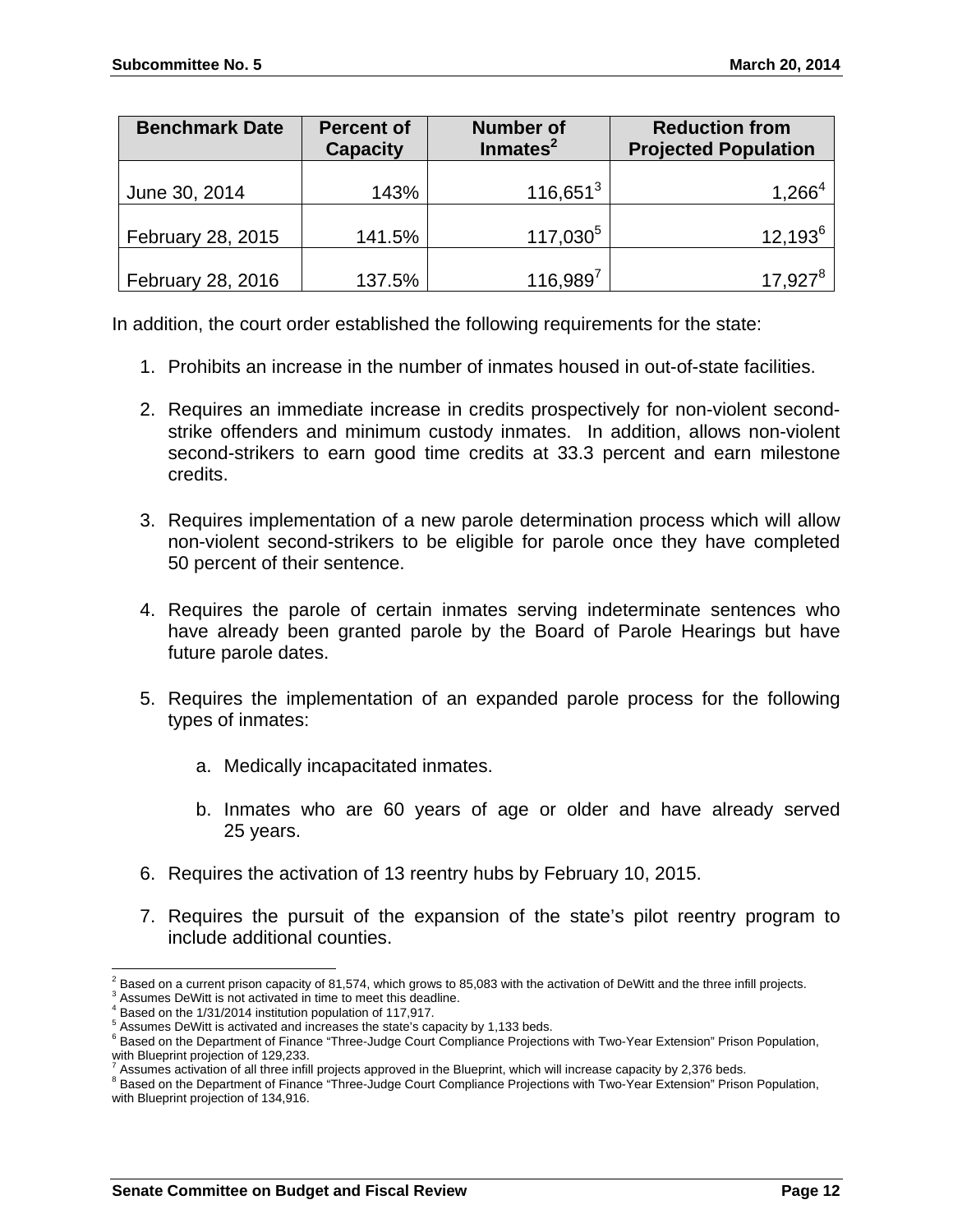| Benchmark Date | Percent of Capacity | Number of Inmates[2] | Reduction from Projected Population |
|---|---|---|---|
| June 30, 2014 | 143% | 116,651[3] | 1,266[4] |
| February 28, 2015 | 141.5% | 117,030[5] | 12,193[6] |
| February 28, 2016 | 137.5% | 116,989[7] | 17,927[8] |

In addition, the court order established the following requirements for the state:

1. Prohibits an increase in the number of inmates housed in out-of-state facilities.

2. Requires an immediate increase in credits prospectively for non-violent second-strike offenders and minimum custody inmates. In addition, allows non-violent second-strikers to earn good time credits at 33.3 percent and earn milestone credits.

3. Requires implementation of a new parole determination process which will allow non-violent second-strikers to be eligible for parole once they have completed 50 percent of their sentence.

4. Requires the parole of certain inmates serving indeterminate sentences who have already been granted parole by the Board of Parole Hearings but have future parole dates.

5. Requires the implementation of an expanded parole process for the following types of inmates:

   a. Medically incapacitated inmates.

   b. Inmates who are 60 years of age or older and have already served 25 years.

6. Requires the activation of 13 reentry hubs by February 10, 2015.

7. Requires the pursuit of the expansion of the state's pilot reentry program to include additional counties.

---

[2] Based on a current prison capacity of 81,574, which grows to 85,083 with the activation of DeWitt and the three infill projects.
[3] Assumes DeWitt is not activated in time to meet this deadline.
[4] Based on the 1/31/2014 institution population of 117,917.
[5] Assumes DeWitt is activated and increases the state's capacity by 1,133 beds.
[6] Based on the Department of Finance "Three-Judge Court Compliance Projections with Two-Year Extension" Prison Population, with Blueprint projection of 129,233.
[7] Assumes activation of all three infill projects approved in the Blueprint, which will increase capacity by 2,376 beds.
[8] Based on the Department of Finance "Three-Judge Court Compliance Projections with Two-Year Extension" Prison Population, with Blueprint projection of 134,916.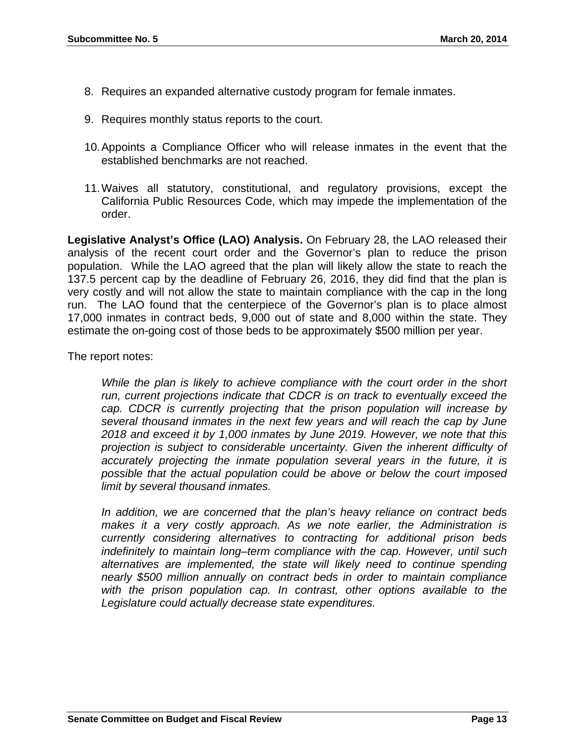8. Requires an expanded alternative custody program for female inmates.

9. Requires monthly status reports to the court.

10. Appoints a Compliance Officer who will release inmates in the event that the established benchmarks are not reached.

11. Waives all statutory, constitutional, and regulatory provisions, except the California Public Resources Code, which may impede the implementation of the order.

**Legislative Analyst's Office (LAO) Analysis.** On February 28, the LAO released their analysis of the recent court order and the Governor's plan to reduce the prison population. While the LAO agreed that the plan will likely allow the state to reach the 137.5 percent cap by the deadline of February 26, 2016, they did find that the plan is very costly and will not allow the state to maintain compliance with the cap in the long run. The LAO found that the centerpiece of the Governor's plan is to place almost 17,000 inmates in contract beds, 9,000 out of state and 8,000 within the state. They estimate the on-going cost of those beds to be approximately $500 million per year.

The report notes:

> *While the plan is likely to achieve compliance with the court order in the short run, current projections indicate that CDCR is on track to eventually exceed the cap. CDCR is currently projecting that the prison population will increase by several thousand inmates in the next few years and will reach the cap by June 2018 and exceed it by 1,000 inmates by June 2019. However, we note that this projection is subject to considerable uncertainty. Given the inherent difficulty of accurately projecting the inmate population several years in the future, it is possible that the actual population could be above or below the court imposed limit by several thousand inmates.*
>
> *In addition, we are concerned that the plan's heavy reliance on contract beds makes it a very costly approach. As we note earlier, the Administration is currently considering alternatives to contracting for additional prison beds indefinitely to maintain long–term compliance with the cap. However, until such alternatives are implemented, the state will likely need to continue spending nearly $500 million annually on contract beds in order to maintain compliance with the prison population cap. In contrast, other options available to the Legislature could actually decrease state expenditures.*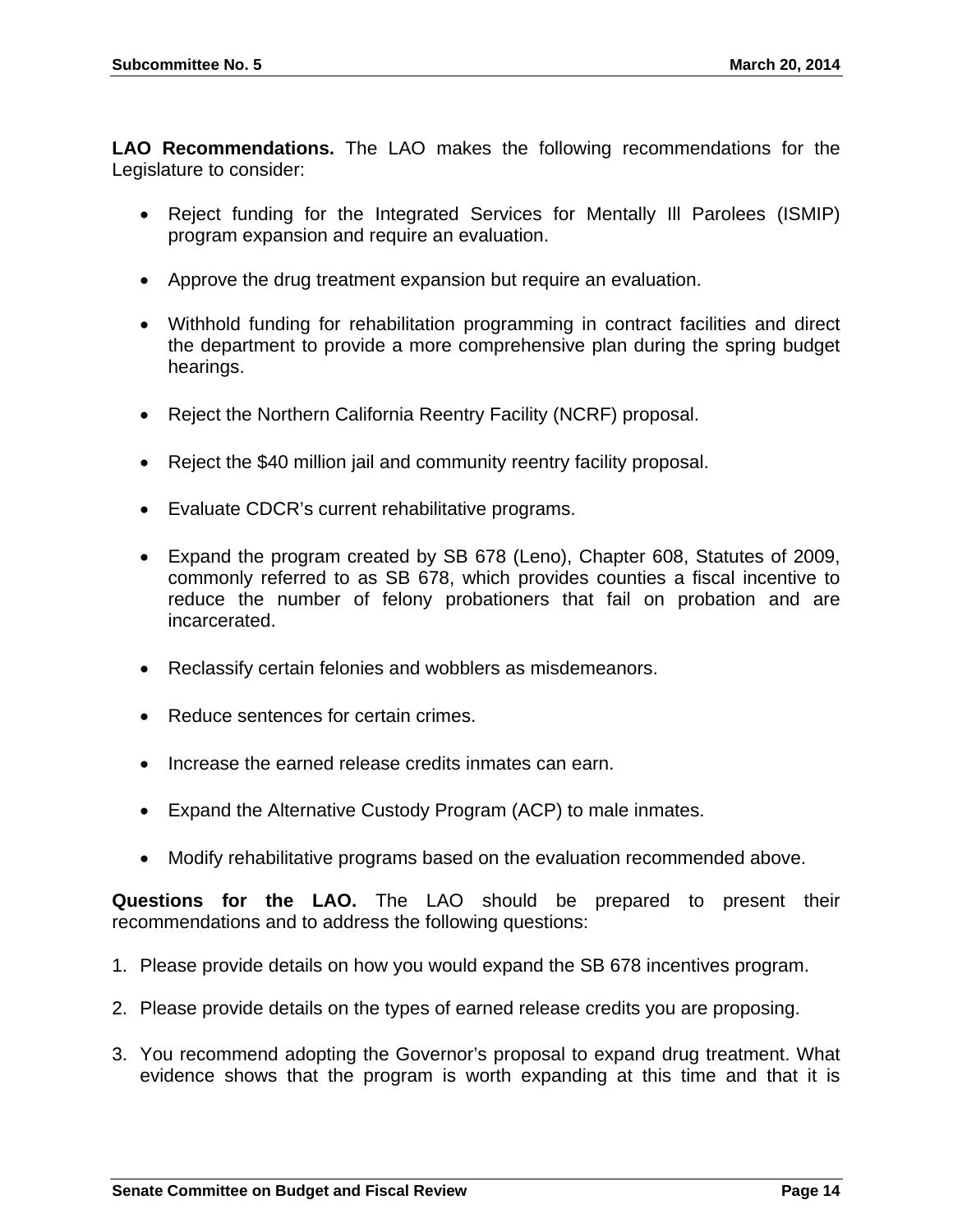**LAO Recommendations.** The LAO makes the following recommendations for the Legislature to consider:

- Reject funding for the Integrated Services for Mentally Ill Parolees (ISMIP) program expansion and require an evaluation.
- Approve the drug treatment expansion but require an evaluation.
- Withhold funding for rehabilitation programming in contract facilities and direct the department to provide a more comprehensive plan during the spring budget hearings.
- Reject the Northern California Reentry Facility (NCRF) proposal.
- Reject the $40 million jail and community reentry facility proposal.
- Evaluate CDCR's current rehabilitative programs.
- Expand the program created by SB 678 (Leno), Chapter 608, Statutes of 2009, commonly referred to as SB 678, which provides counties a fiscal incentive to reduce the number of felony probationers that fail on probation and are incarcerated.
- Reclassify certain felonies and wobblers as misdemeanors.
- Reduce sentences for certain crimes.
- Increase the earned release credits inmates can earn.
- Expand the Alternative Custody Program (ACP) to male inmates.
- Modify rehabilitative programs based on the evaluation recommended above.

**Questions for the LAO.** The LAO should be prepared to present their recommendations and to address the following questions:

1. Please provide details on how you would expand the SB 678 incentives program.
2. Please provide details on the types of earned release credits you are proposing.
3. You recommend adopting the Governor's proposal to expand drug treatment. What evidence shows that the program is worth expanding at this time and that it is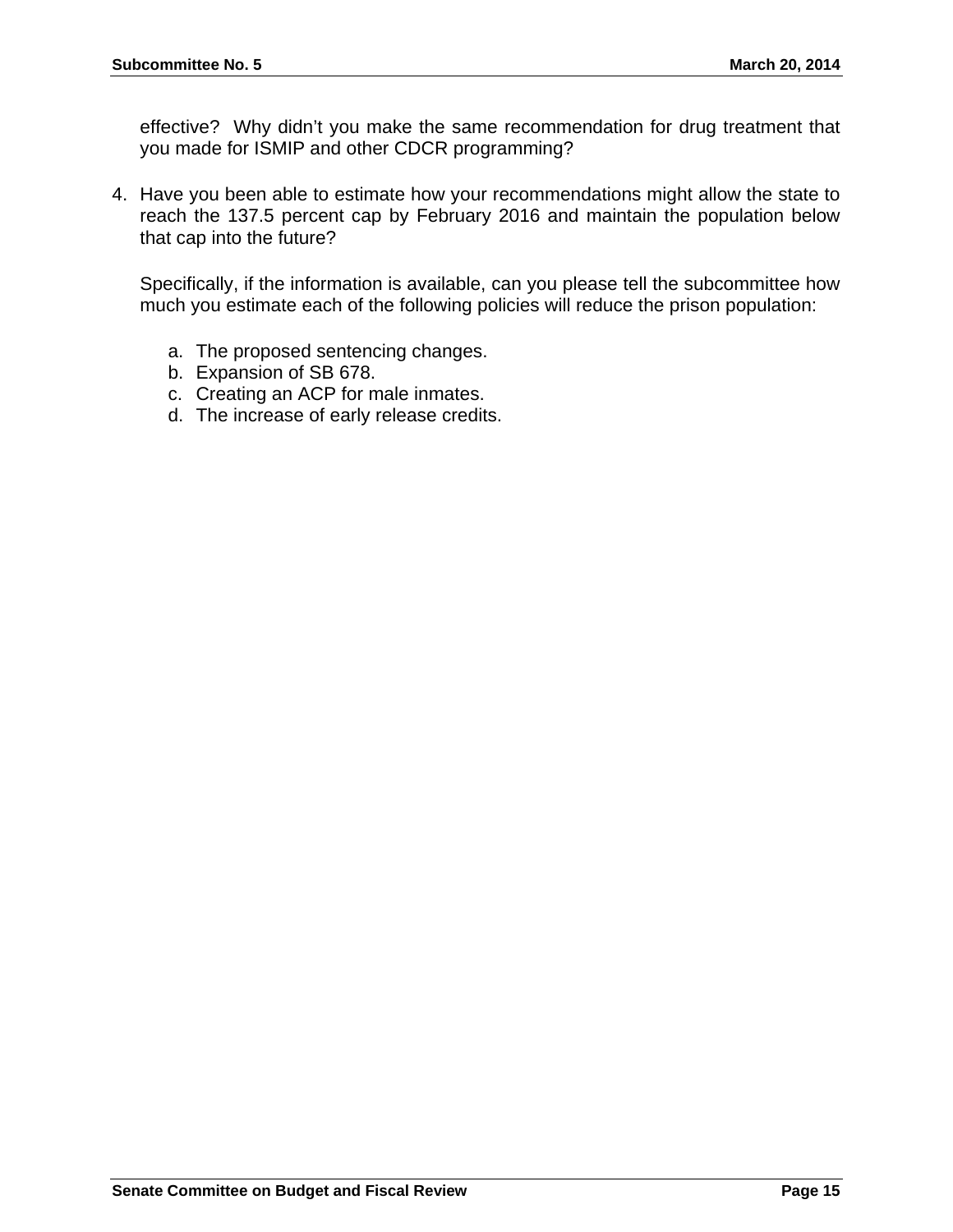effective? Why didn't you make the same recommendation for drug treatment that you made for ISMIP and other CDCR programming?

4. Have you been able to estimate how your recommendations might allow the state to reach the 137.5 percent cap by February 2016 and maintain the population below that cap into the future?

   Specifically, if the information is available, can you please tell the subcommittee how much you estimate each of the following policies will reduce the prison population:

   a. The proposed sentencing changes.
   b. Expansion of SB 678.
   c. Creating an ACP for male inmates.
   d. The increase of early release credits.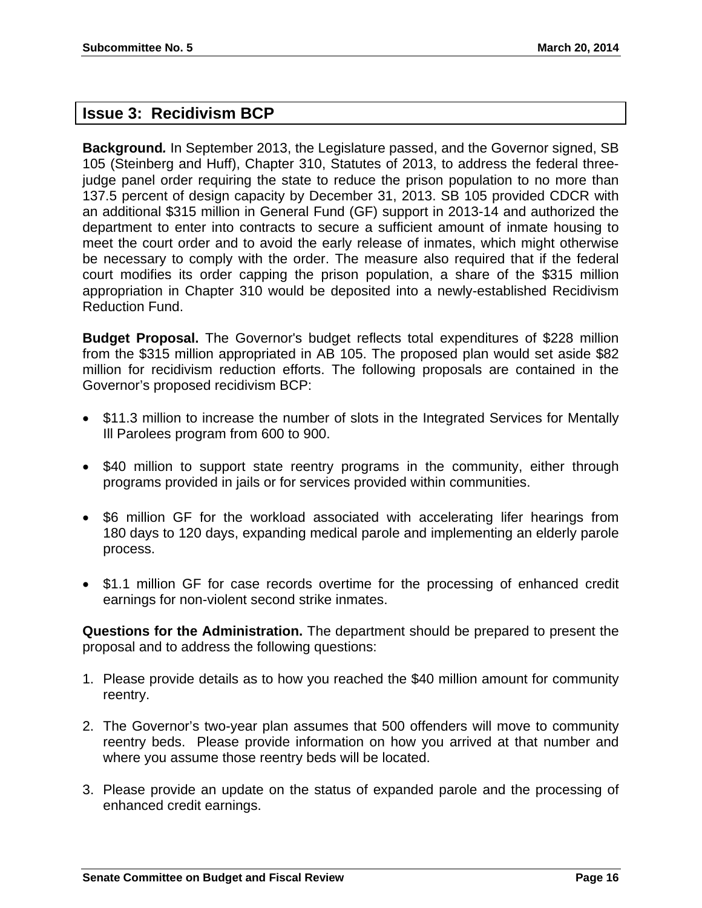## Issue 3: Recidivism BCP

**Background.** In September 2013, the Legislature passed, and the Governor signed, SB 105 (Steinberg and Huff), Chapter 310, Statutes of 2013, to address the federal three-judge panel order requiring the state to reduce the prison population to no more than 137.5 percent of design capacity by December 31, 2013. SB 105 provided CDCR with an additional $315 million in General Fund (GF) support in 2013-14 and authorized the department to enter into contracts to secure a sufficient amount of inmate housing to meet the court order and to avoid the early release of inmates, which might otherwise be necessary to comply with the order. The measure also required that if the federal court modifies its order capping the prison population, a share of the $315 million appropriation in Chapter 310 would be deposited into a newly-established Recidivism Reduction Fund.

**Budget Proposal.** The Governor's budget reflects total expenditures of $228 million from the $315 million appropriated in AB 105. The proposed plan would set aside $82 million for recidivism reduction efforts. The following proposals are contained in the Governor's proposed recidivism BCP:

- $11.3 million to increase the number of slots in the Integrated Services for Mentally Ill Parolees program from 600 to 900.

- $40 million to support state reentry programs in the community, either through programs provided in jails or for services provided within communities.

- $6 million GF for the workload associated with accelerating lifer hearings from 180 days to 120 days, expanding medical parole and implementing an elderly parole process.

- $1.1 million GF for case records overtime for the processing of enhanced credit earnings for non-violent second strike inmates.

**Questions for the Administration.** The department should be prepared to present the proposal and to address the following questions:

1. Please provide details as to how you reached the $40 million amount for community reentry.

2. The Governor's two-year plan assumes that 500 offenders will move to community reentry beds. Please provide information on how you arrived at that number and where you assume those reentry beds will be located.

3. Please provide an update on the status of expanded parole and the processing of enhanced credit earnings.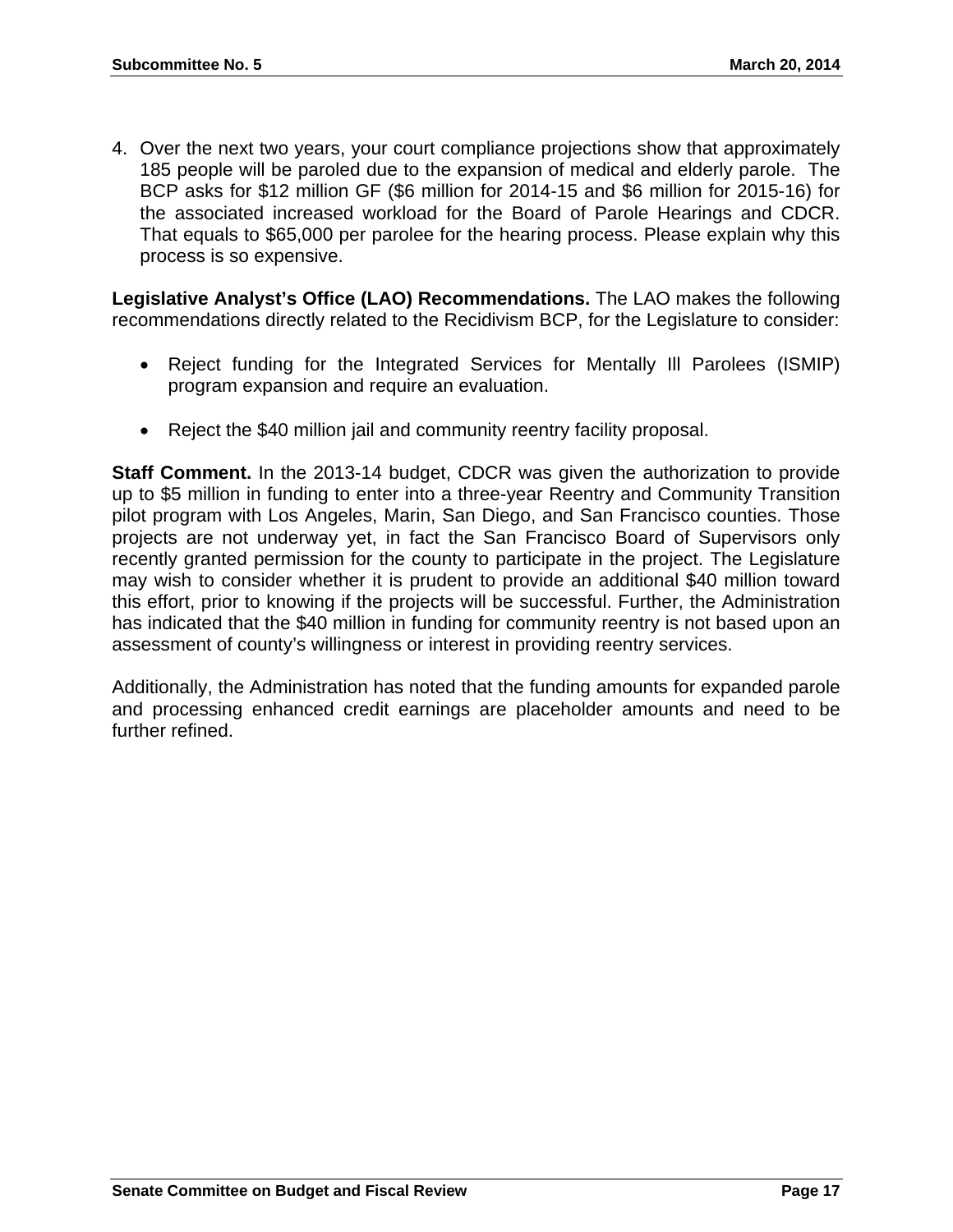4. Over the next two years, your court compliance projections show that approximately 185 people will be paroled due to the expansion of medical and elderly parole. The BCP asks for $12 million GF ($6 million for 2014-15 and $6 million for 2015-16) for the associated increased workload for the Board of Parole Hearings and CDCR. That equals to $65,000 per parolee for the hearing process. Please explain why this process is so expensive.

**Legislative Analyst's Office (LAO) Recommendations.** The LAO makes the following recommendations directly related to the Recidivism BCP, for the Legislature to consider:

- Reject funding for the Integrated Services for Mentally Ill Parolees (ISMIP) program expansion and require an evaluation.
- Reject the $40 million jail and community reentry facility proposal.

**Staff Comment.** In the 2013-14 budget, CDCR was given the authorization to provide up to $5 million in funding to enter into a three-year Reentry and Community Transition pilot program with Los Angeles, Marin, San Diego, and San Francisco counties. Those projects are not underway yet, in fact the San Francisco Board of Supervisors only recently granted permission for the county to participate in the project. The Legislature may wish to consider whether it is prudent to provide an additional $40 million toward this effort, prior to knowing if the projects will be successful. Further, the Administration has indicated that the $40 million in funding for community reentry is not based upon an assessment of county's willingness or interest in providing reentry services.

Additionally, the Administration has noted that the funding amounts for expanded parole and processing enhanced credit earnings are placeholder amounts and need to be further refined.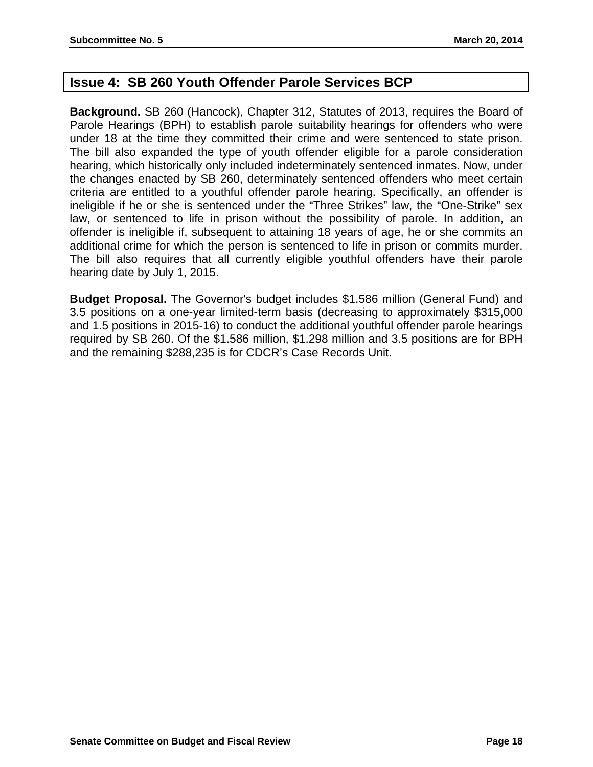## Issue 4: SB 260 Youth Offender Parole Services BCP

**Background.** SB 260 (Hancock), Chapter 312, Statutes of 2013, requires the Board of Parole Hearings (BPH) to establish parole suitability hearings for offenders who were under 18 at the time they committed their crime and were sentenced to state prison. The bill also expanded the type of youth offender eligible for a parole consideration hearing, which historically only included indeterminately sentenced inmates. Now, under the changes enacted by SB 260, determinately sentenced offenders who meet certain criteria are entitled to a youthful offender parole hearing. Specifically, an offender is ineligible if he or she is sentenced under the "Three Strikes" law, the "One-Strike" sex law, or sentenced to life in prison without the possibility of parole. In addition, an offender is ineligible if, subsequent to attaining 18 years of age, he or she commits an additional crime for which the person is sentenced to life in prison or commits murder. The bill also requires that all currently eligible youthful offenders have their parole hearing date by July 1, 2015.

**Budget Proposal.** The Governor's budget includes $1.586 million (General Fund) and 3.5 positions on a one-year limited-term basis (decreasing to approximately $315,000 and 1.5 positions in 2015-16) to conduct the additional youthful offender parole hearings required by SB 260. Of the $1.586 million, $1.298 million and 3.5 positions are for BPH and the remaining $288,235 is for CDCR's Case Records Unit.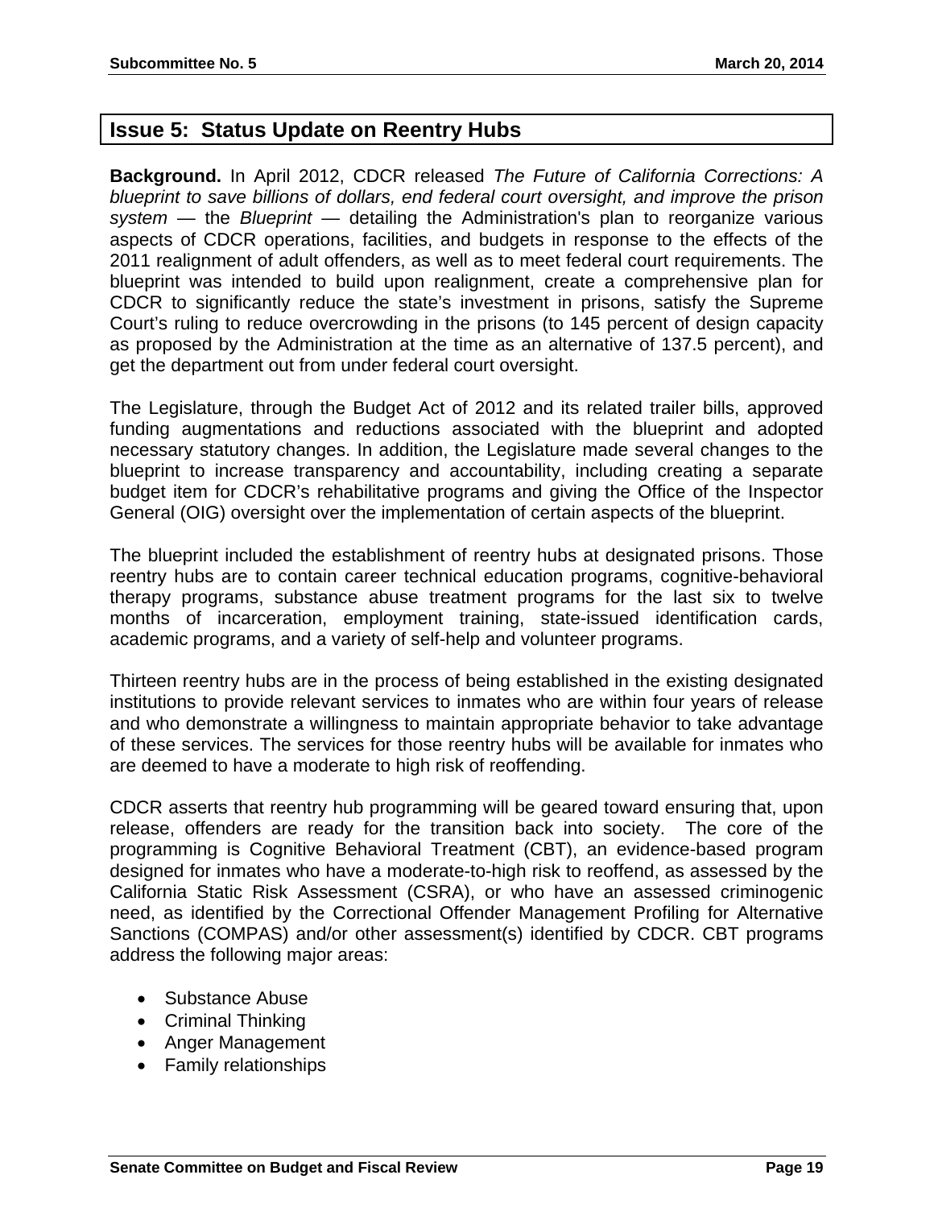## Issue 5: Status Update on Reentry Hubs

**Background.** In April 2012, CDCR released *The Future of California Corrections: A blueprint to save billions of dollars, end federal court oversight, and improve the prison system* — the *Blueprint* — detailing the Administration's plan to reorganize various aspects of CDCR operations, facilities, and budgets in response to the effects of the 2011 realignment of adult offenders, as well as to meet federal court requirements. The blueprint was intended to build upon realignment, create a comprehensive plan for CDCR to significantly reduce the state's investment in prisons, satisfy the Supreme Court's ruling to reduce overcrowding in the prisons (to 145 percent of design capacity as proposed by the Administration at the time as an alternative of 137.5 percent), and get the department out from under federal court oversight.

The Legislature, through the Budget Act of 2012 and its related trailer bills, approved funding augmentations and reductions associated with the blueprint and adopted necessary statutory changes. In addition, the Legislature made several changes to the blueprint to increase transparency and accountability, including creating a separate budget item for CDCR's rehabilitative programs and giving the Office of the Inspector General (OIG) oversight over the implementation of certain aspects of the blueprint.

The blueprint included the establishment of reentry hubs at designated prisons. Those reentry hubs are to contain career technical education programs, cognitive-behavioral therapy programs, substance abuse treatment programs for the last six to twelve months of incarceration, employment training, state-issued identification cards, academic programs, and a variety of self-help and volunteer programs.

Thirteen reentry hubs are in the process of being established in the existing designated institutions to provide relevant services to inmates who are within four years of release and who demonstrate a willingness to maintain appropriate behavior to take advantage of these services. The services for those reentry hubs will be available for inmates who are deemed to have a moderate to high risk of reoffending.

CDCR asserts that reentry hub programming will be geared toward ensuring that, upon release, offenders are ready for the transition back into society. The core of the programming is Cognitive Behavioral Treatment (CBT), an evidence-based program designed for inmates who have a moderate-to-high risk to reoffend, as assessed by the California Static Risk Assessment (CSRA), or who have an assessed criminogenic need, as identified by the Correctional Offender Management Profiling for Alternative Sanctions (COMPAS) and/or other assessment(s) identified by CDCR. CBT programs address the following major areas:

- Substance Abuse
- Criminal Thinking
- Anger Management
- Family relationships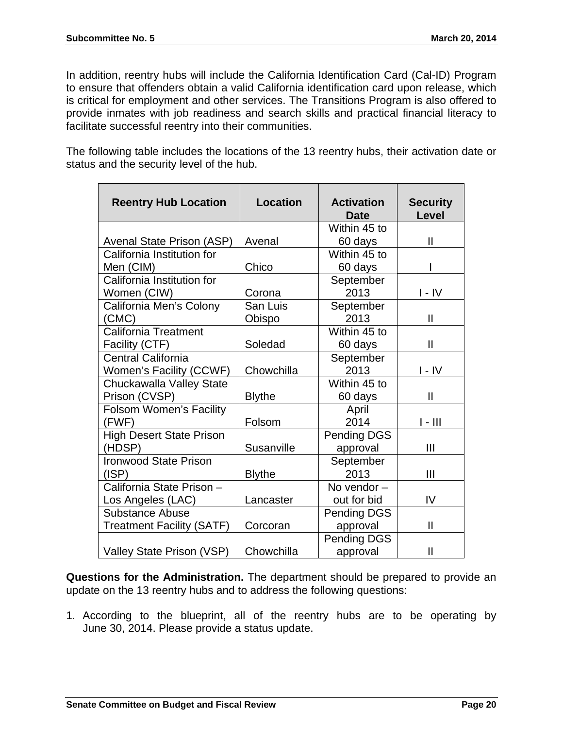In addition, reentry hubs will include the California Identification Card (Cal-ID) Program to ensure that offenders obtain a valid California identification card upon release, which is critical for employment and other services. The Transitions Program is also offered to provide inmates with job readiness and search skills and practical financial literacy to facilitate successful reentry into their communities.

The following table includes the locations of the 13 reentry hubs, their activation date or status and the security level of the hub.

| Reentry Hub Location | Location | Activation Date | Security Level |
|---|---|---|---|
| Avenal State Prison (ASP) | Avenal | Within 45 to 60 days | II |
| California Institution for Men (CIM) | Chico | Within 45 to 60 days | I |
| California Institution for Women (CIW) | Corona | September 2013 | I - IV |
| California Men's Colony (CMC) | San Luis Obispo | September 2013 | II |
| California Treatment Facility (CTF) | Soledad | Within 45 to 60 days | II |
| Central California Women's Facility (CCWF) | Chowchilla | September 2013 | I - IV |
| Chuckawalla Valley State Prison (CVSP) | Blythe | Within 45 to 60 days | II |
| Folsom Women's Facility (FWF) | Folsom | April 2014 | I - III |
| High Desert State Prison (HDSP) | Susanville | Pending DGS approval | III |
| Ironwood State Prison (ISP) | Blythe | September 2013 | III |
| California State Prison – Los Angeles (LAC) | Lancaster | No vendor – out for bid | IV |
| Substance Abuse Treatment Facility (SATF) | Corcoran | Pending DGS approval | II |
| Valley State Prison (VSP) | Chowchilla | Pending DGS approval | II |

**Questions for the Administration.** The department should be prepared to provide an update on the 13 reentry hubs and to address the following questions:

1. According to the blueprint, all of the reentry hubs are to be operating by June 30, 2014. Please provide a status update.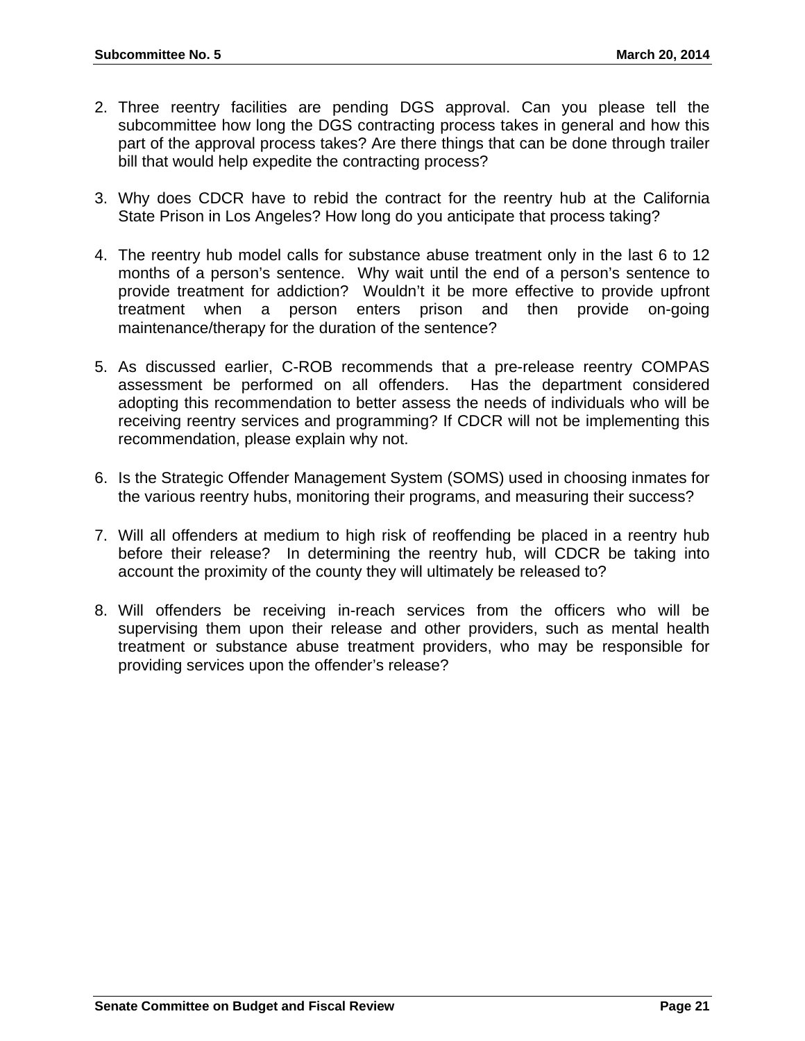2. Three reentry facilities are pending DGS approval. Can you please tell the subcommittee how long the DGS contracting process takes in general and how this part of the approval process takes? Are there things that can be done through trailer bill that would help expedite the contracting process?

3. Why does CDCR have to rebid the contract for the reentry hub at the California State Prison in Los Angeles? How long do you anticipate that process taking?

4. The reentry hub model calls for substance abuse treatment only in the last 6 to 12 months of a person's sentence. Why wait until the end of a person's sentence to provide treatment for addiction? Wouldn't it be more effective to provide upfront treatment when a person enters prison and then provide on-going maintenance/therapy for the duration of the sentence?

5. As discussed earlier, C-ROB recommends that a pre-release reentry COMPAS assessment be performed on all offenders. Has the department considered adopting this recommendation to better assess the needs of individuals who will be receiving reentry services and programming? If CDCR will not be implementing this recommendation, please explain why not.

6. Is the Strategic Offender Management System (SOMS) used in choosing inmates for the various reentry hubs, monitoring their programs, and measuring their success?

7. Will all offenders at medium to high risk of reoffending be placed in a reentry hub before their release? In determining the reentry hub, will CDCR be taking into account the proximity of the county they will ultimately be released to?

8. Will offenders be receiving in-reach services from the officers who will be supervising them upon their release and other providers, such as mental health treatment or substance abuse treatment providers, who may be responsible for providing services upon the offender's release?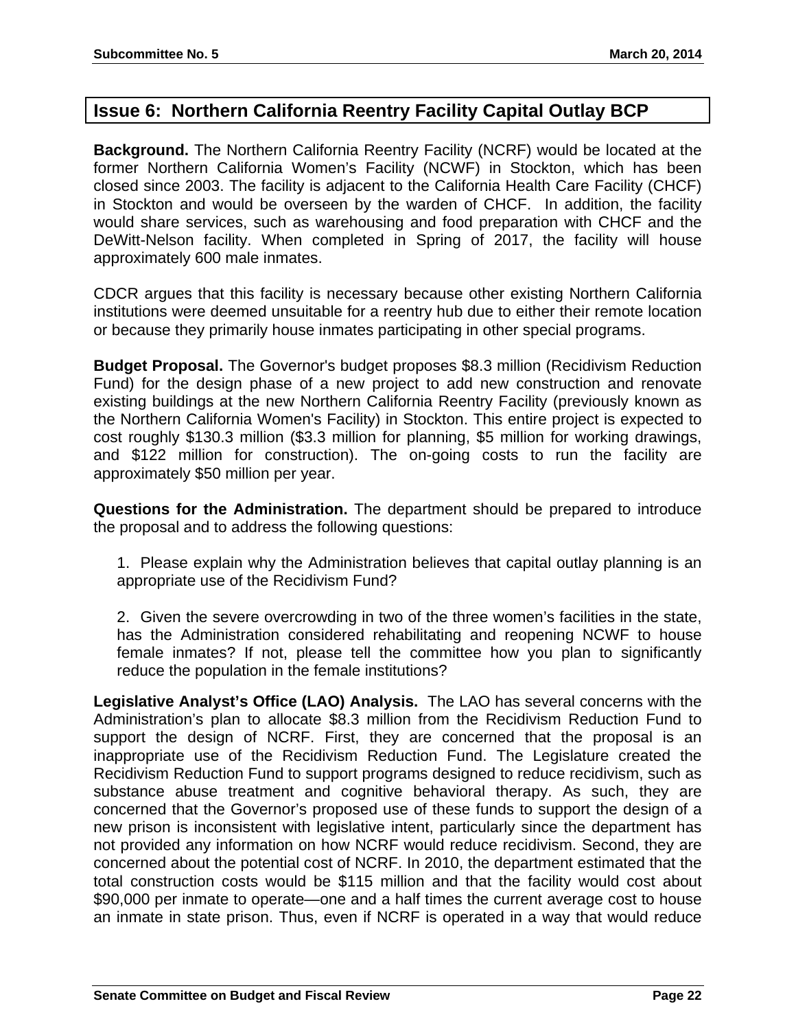## Issue 6: Northern California Reentry Facility Capital Outlay BCP

**Background.** The Northern California Reentry Facility (NCRF) would be located at the former Northern California Women's Facility (NCWF) in Stockton, which has been closed since 2003. The facility is adjacent to the California Health Care Facility (CHCF) in Stockton and would be overseen by the warden of CHCF. In addition, the facility would share services, such as warehousing and food preparation with CHCF and the DeWitt-Nelson facility. When completed in Spring of 2017, the facility will house approximately 600 male inmates.

CDCR argues that this facility is necessary because other existing Northern California institutions were deemed unsuitable for a reentry hub due to either their remote location or because they primarily house inmates participating in other special programs.

**Budget Proposal.** The Governor's budget proposes $8.3 million (Recidivism Reduction Fund) for the design phase of a new project to add new construction and renovate existing buildings at the new Northern California Reentry Facility (previously known as the Northern California Women's Facility) in Stockton. This entire project is expected to cost roughly $130.3 million ($3.3 million for planning, $5 million for working drawings, and $122 million for construction). The on-going costs to run the facility are approximately $50 million per year.

**Questions for the Administration.** The department should be prepared to introduce the proposal and to address the following questions:

1. Please explain why the Administration believes that capital outlay planning is an appropriate use of the Recidivism Fund?

2. Given the severe overcrowding in two of the three women's facilities in the state, has the Administration considered rehabilitating and reopening NCWF to house female inmates? If not, please tell the committee how you plan to significantly reduce the population in the female institutions?

**Legislative Analyst's Office (LAO) Analysis.** The LAO has several concerns with the Administration's plan to allocate $8.3 million from the Recidivism Reduction Fund to support the design of NCRF. First, they are concerned that the proposal is an inappropriate use of the Recidivism Reduction Fund. The Legislature created the Recidivism Reduction Fund to support programs designed to reduce recidivism, such as substance abuse treatment and cognitive behavioral therapy. As such, they are concerned that the Governor's proposed use of these funds to support the design of a new prison is inconsistent with legislative intent, particularly since the department has not provided any information on how NCRF would reduce recidivism. Second, they are concerned about the potential cost of NCRF. In 2010, the department estimated that the total construction costs would be $115 million and that the facility would cost about $90,000 per inmate to operate—one and a half times the current average cost to house an inmate in state prison. Thus, even if NCRF is operated in a way that would reduce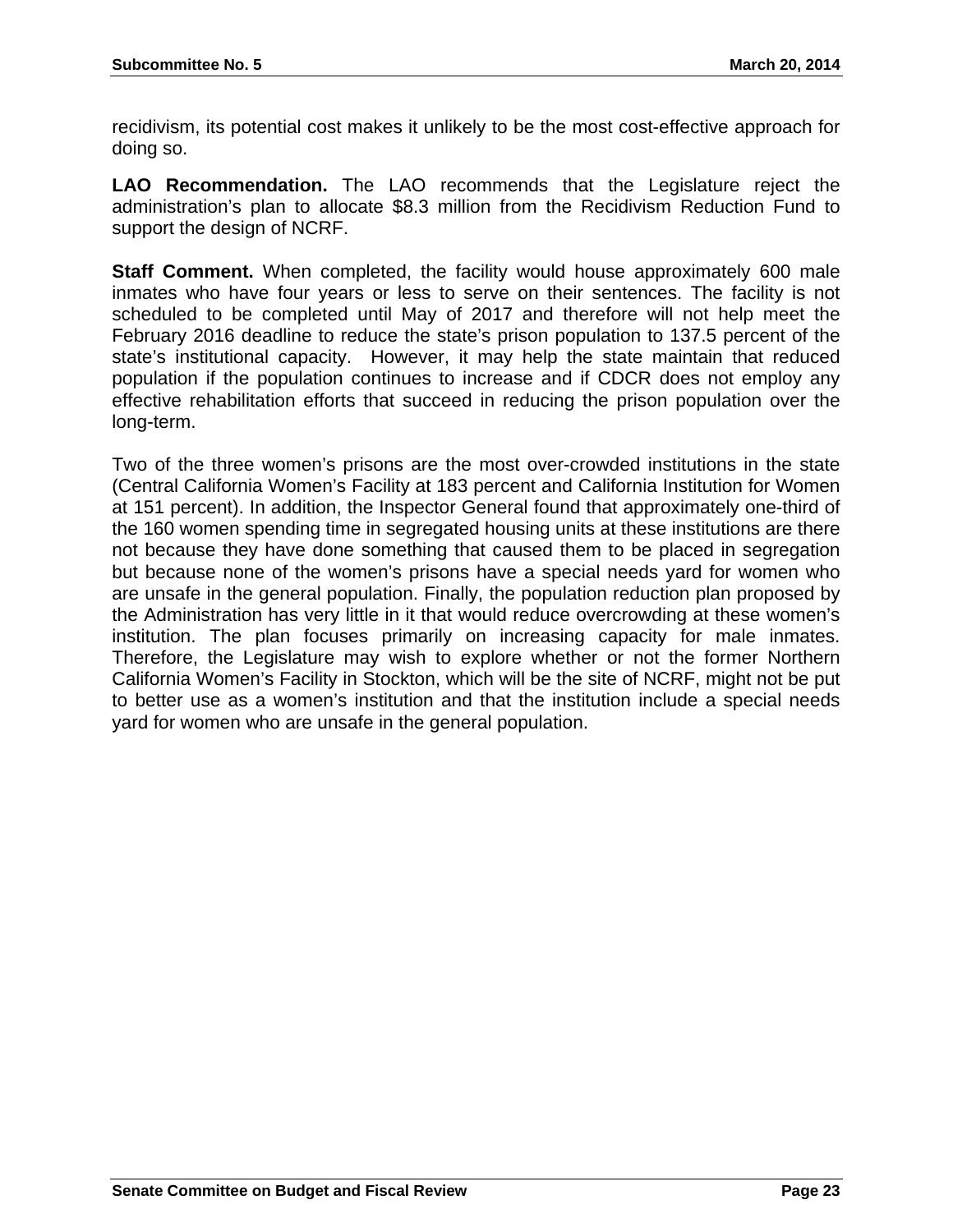recidivism, its potential cost makes it unlikely to be the most cost-effective approach for doing so.

**LAO Recommendation.** The LAO recommends that the Legislature reject the administration's plan to allocate $8.3 million from the Recidivism Reduction Fund to support the design of NCRF.

**Staff Comment.** When completed, the facility would house approximately 600 male inmates who have four years or less to serve on their sentences. The facility is not scheduled to be completed until May of 2017 and therefore will not help meet the February 2016 deadline to reduce the state's prison population to 137.5 percent of the state's institutional capacity. However, it may help the state maintain that reduced population if the population continues to increase and if CDCR does not employ any effective rehabilitation efforts that succeed in reducing the prison population over the long-term.

Two of the three women's prisons are the most over-crowded institutions in the state (Central California Women's Facility at 183 percent and California Institution for Women at 151 percent). In addition, the Inspector General found that approximately one-third of the 160 women spending time in segregated housing units at these institutions are there not because they have done something that caused them to be placed in segregation but because none of the women's prisons have a special needs yard for women who are unsafe in the general population. Finally, the population reduction plan proposed by the Administration has very little in it that would reduce overcrowding at these women's institution. The plan focuses primarily on increasing capacity for male inmates. Therefore, the Legislature may wish to explore whether or not the former Northern California Women's Facility in Stockton, which will be the site of NCRF, might not be put to better use as a women's institution and that the institution include a special needs yard for women who are unsafe in the general population.